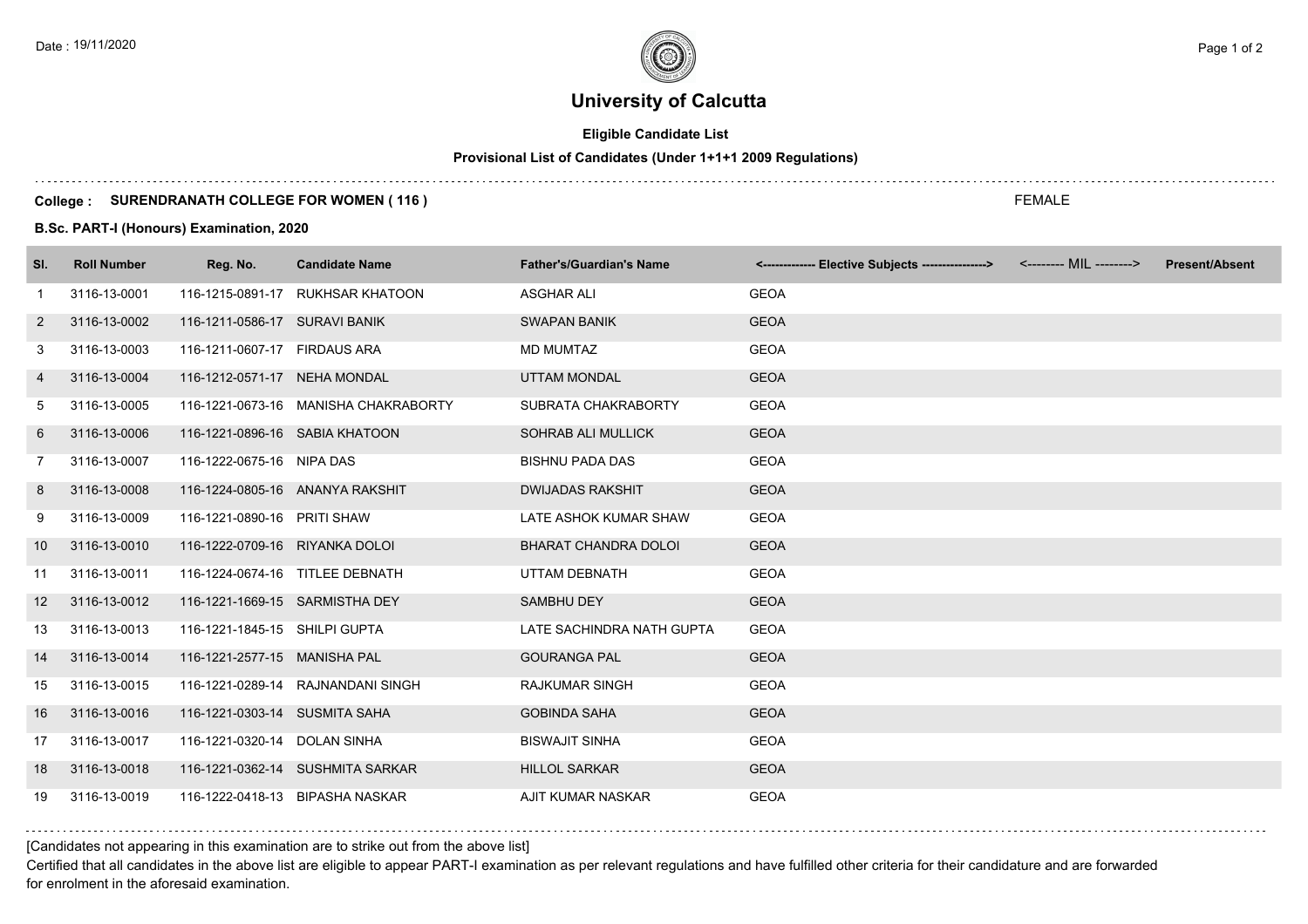# University of Calcutta

**Eligible Candidate List**

**Provisional List of Candidates (Under 1+1+1 2009 Regulations)**

**College : SURENDRANATH COLLEGE FOR WOMEN ( 116 )** FEMALE

**B.Sc. PART-I (Honours) Examination, 2020**

| Sl. | Roll Number | Reg. No. | Candidate Name | Father's/Guardian's Name | <------------- Elective Subjects ----------------> | <-------- MIL --------> | Present/Absent |
|---|---|---|---|---|---|---|---|
| 1 | 3116-13-0001 | 116-1215-0891-17 | RUKHSAR KHATOON | ASGHAR ALI | GEOA | | |
| 2 | 3116-13-0002 | 116-1211-0586-17 | SURAVI BANIK | SWAPAN BANIK | GEOA | | |
| 3 | 3116-13-0003 | 116-1211-0607-17 | FIRDAUS ARA | MD MUMTAZ | GEOA | | |
| 4 | 3116-13-0004 | 116-1212-0571-17 | NEHA MONDAL | UTTAM MONDAL | GEOA | | |
| 5 | 3116-13-0005 | 116-1221-0673-16 | MANISHA CHAKRABORTY | SUBRATA CHAKRABORTY | GEOA | | |
| 6 | 3116-13-0006 | 116-1221-0896-16 | SABIA KHATOON | SOHRAB ALI MULLICK | GEOA | | |
| 7 | 3116-13-0007 | 116-1222-0675-16 | NIPA DAS | BISHNU PADA DAS | GEOA | | |
| 8 | 3116-13-0008 | 116-1224-0805-16 | ANANYA RAKSHIT | DWIJADAS RAKSHIT | GEOA | | |
| 9 | 3116-13-0009 | 116-1221-0890-16 | PRITI SHAW | LATE ASHOK KUMAR SHAW | GEOA | | |
| 10 | 3116-13-0010 | 116-1222-0709-16 | RIYANKA DOLOI | BHARAT CHANDRA DOLOI | GEOA | | |
| 11 | 3116-13-0011 | 116-1224-0674-16 | TITLEE DEBNATH | UTTAM DEBNATH | GEOA | | |
| 12 | 3116-13-0012 | 116-1221-1669-15 | SARMISTHA DEY | SAMBHU DEY | GEOA | | |
| 13 | 3116-13-0013 | 116-1221-1845-15 | SHILPI GUPTA | LATE SACHINDRA NATH GUPTA | GEOA | | |
| 14 | 3116-13-0014 | 116-1221-2577-15 | MANISHA PAL | GOURANGA PAL | GEOA | | |
| 15 | 3116-13-0015 | 116-1221-0289-14 | RAJNANDANI SINGH | RAJKUMAR SINGH | GEOA | | |
| 16 | 3116-13-0016 | 116-1221-0303-14 | SUSMITA SAHA | GOBINDA SAHA | GEOA | | |
| 17 | 3116-13-0017 | 116-1221-0320-14 | DOLAN SINHA | BISWAJIT SINHA | GEOA | | |
| 18 | 3116-13-0018 | 116-1221-0362-14 | SUSHMITA SARKAR | HILLOL SARKAR | GEOA | | |
| 19 | 3116-13-0019 | 116-1222-0418-13 | BIPASHA NASKAR | AJIT KUMAR NASKAR | GEOA | | |

[Candidates not appearing in this examination are to strike out from the above list]

Certified that all candidates in the above list are eligible to appear PART-I examination as per relevant regulations and have fulfilled other criteria for their candidature and are forwarded for enrolment in the aforesaid examination.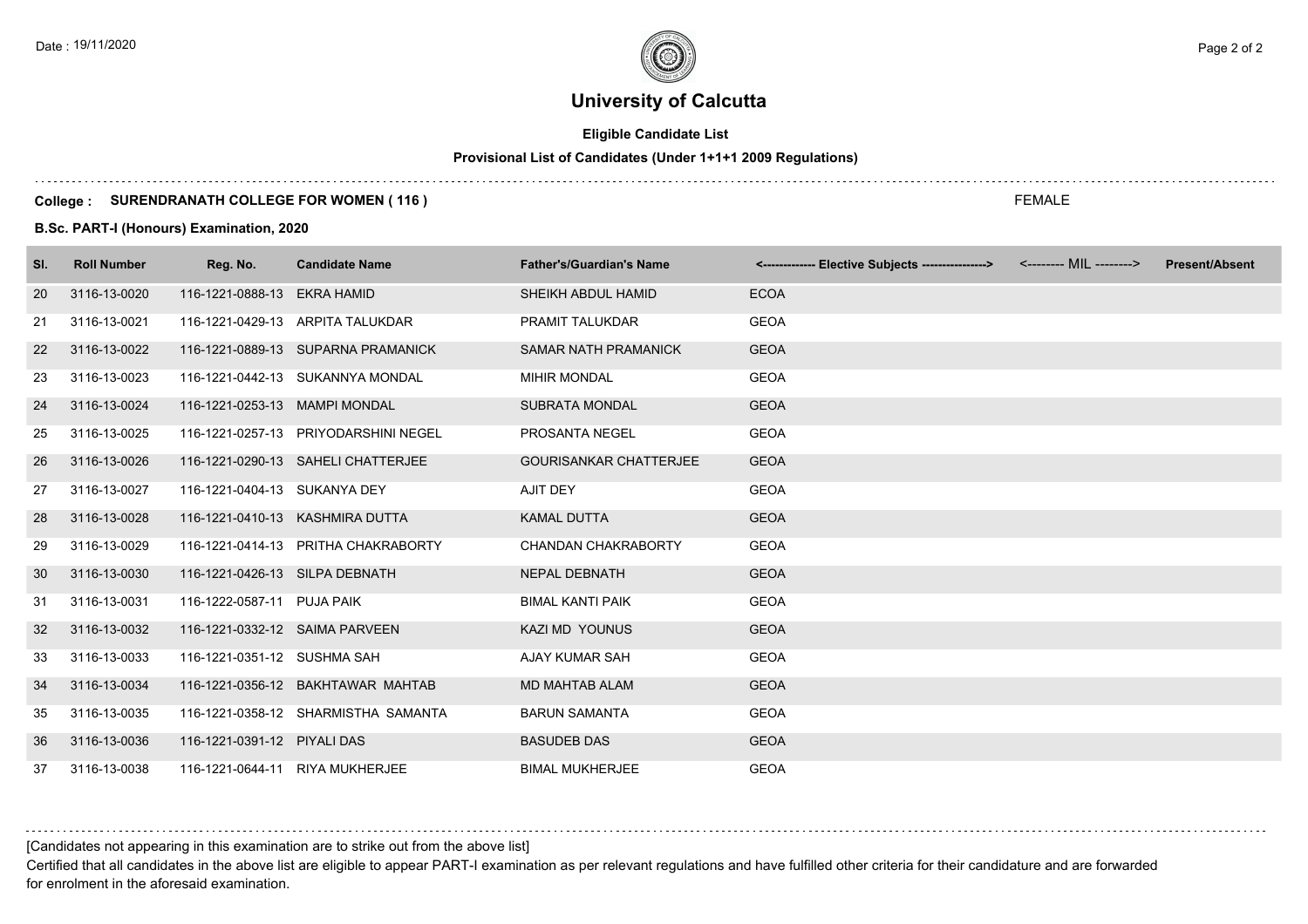# University of Calcutta

**Eligible Candidate List**

**Provisional List of Candidates (Under 1+1+1 2009 Regulations)**

**College : SURENDRANATH COLLEGE FOR WOMEN ( 116 )** FEMALE

**B.Sc. PART-I (Honours) Examination, 2020**

| Sl. | Roll Number | Reg. No. | Candidate Name | Father's/Guardian's Name | <------------- Elective Subjects ----------------> | <-------- MIL --------> | Present/Absent |
|---|---|---|---|---|---|---|---|
| 20 | 3116-13-0020 | 116-1221-0888-13 | EKRA HAMID | SHEIKH ABDUL HAMID | ECOA | | |
| 21 | 3116-13-0021 | 116-1221-0429-13 | ARPITA TALUKDAR | PRAMIT TALUKDAR | GEOA | | |
| 22 | 3116-13-0022 | 116-1221-0889-13 | SUPARNA PRAMANICK | SAMAR NATH PRAMANICK | GEOA | | |
| 23 | 3116-13-0023 | 116-1221-0442-13 | SUKANNYA MONDAL | MIHIR MONDAL | GEOA | | |
| 24 | 3116-13-0024 | 116-1221-0253-13 | MAMPI MONDAL | SUBRATA MONDAL | GEOA | | |
| 25 | 3116-13-0025 | 116-1221-0257-13 | PRIYODARSHINI NEGEL | PROSANTA NEGEL | GEOA | | |
| 26 | 3116-13-0026 | 116-1221-0290-13 | SAHELI CHATTERJEE | GOURISANKAR CHATTERJEE | GEOA | | |
| 27 | 3116-13-0027 | 116-1221-0404-13 | SUKANYA DEY | AJIT DEY | GEOA | | |
| 28 | 3116-13-0028 | 116-1221-0410-13 | KASHMIRA DUTTA | KAMAL DUTTA | GEOA | | |
| 29 | 3116-13-0029 | 116-1221-0414-13 | PRITHA CHAKRABORTY | CHANDAN CHAKRABORTY | GEOA | | |
| 30 | 3116-13-0030 | 116-1221-0426-13 | SILPA DEBNATH | NEPAL DEBNATH | GEOA | | |
| 31 | 3116-13-0031 | 116-1222-0587-11 | PUJA PAIK | BIMAL KANTI PAIK | GEOA | | |
| 32 | 3116-13-0032 | 116-1221-0332-12 | SAIMA PARVEEN | KAZI MD YOUNUS | GEOA | | |
| 33 | 3116-13-0033 | 116-1221-0351-12 | SUSHMA SAH | AJAY KUMAR SAH | GEOA | | |
| 34 | 3116-13-0034 | 116-1221-0356-12 | BAKHTAWAR MAHTAB | MD MAHTAB ALAM | GEOA | | |
| 35 | 3116-13-0035 | 116-1221-0358-12 | SHARMISTHA SAMANTA | BARUN SAMANTA | GEOA | | |
| 36 | 3116-13-0036 | 116-1221-0391-12 | PIYALI DAS | BASUDEB DAS | GEOA | | |
| 37 | 3116-13-0038 | 116-1221-0644-11 | RIYA MUKHERJEE | BIMAL MUKHERJEE | GEOA | | |

[Candidates not appearing in this examination are to strike out from the above list]

Certified that all candidates in the above list are eligible to appear PART-I examination as per relevant regulations and have fulfilled other criteria for their candidature and are forwarded for enrolment in the aforesaid examination.